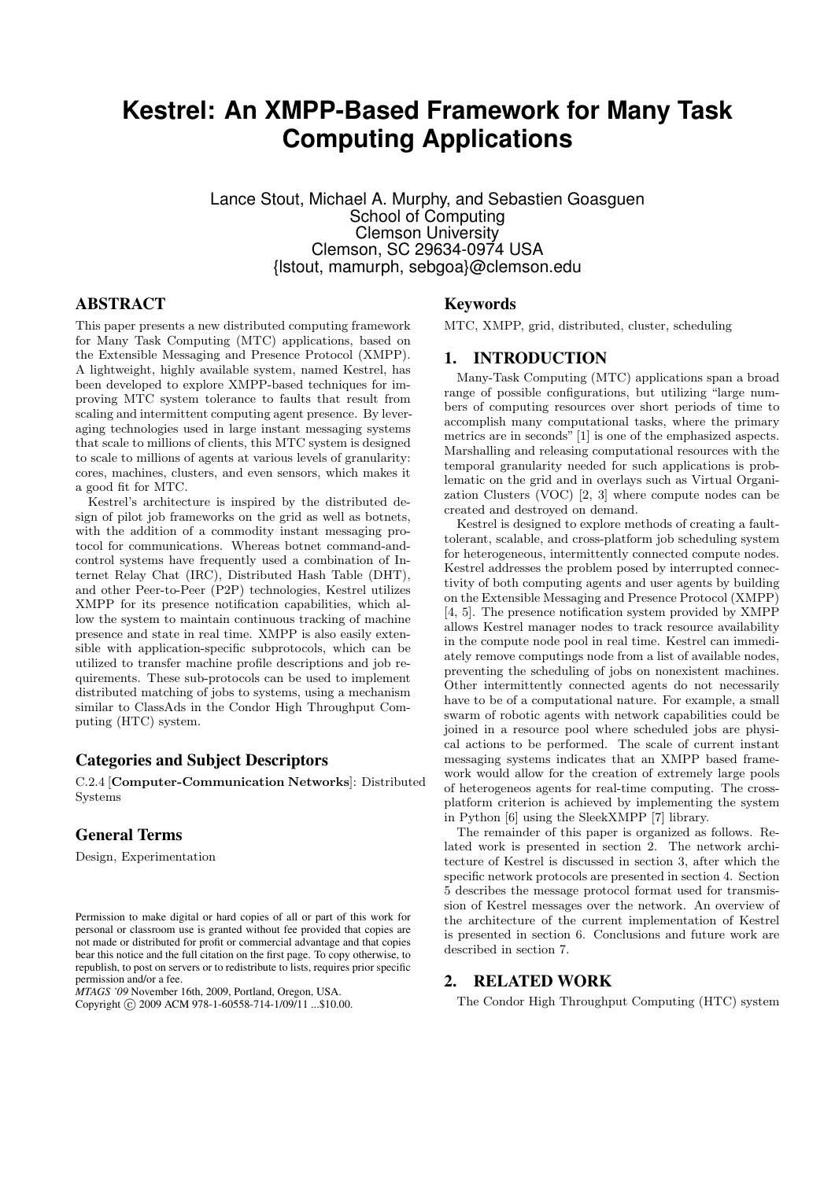# Kestrel: An XMPP-Based Framework for Many Task Computing Applications

Lance Stout, Michael A. Murphy, and Sebastien Goasguen
School of Computing
Clemson University
Clemson, SC 29634-0974 USA
{lstout, mamurph, sebgoa}@clemson.edu

## ABSTRACT

This paper presents a new distributed computing framework for Many Task Computing (MTC) applications, based on the Extensible Messaging and Presence Protocol (XMPP). A lightweight, highly available system, named Kestrel, has been developed to explore XMPP-based techniques for improving MTC system tolerance to faults that result from scaling and intermittent computing agent presence. By leveraging technologies used in large instant messaging systems that scale to millions of clients, this MTC system is designed to scale to millions of agents at various levels of granularity: cores, machines, clusters, and even sensors, which makes it a good fit for MTC.

Kestrel's architecture is inspired by the distributed design of pilot job frameworks on the grid as well as botnets, with the addition of a commodity instant messaging protocol for communications. Whereas botnet command-and-control systems have frequently used a combination of Internet Relay Chat (IRC), Distributed Hash Table (DHT), and other Peer-to-Peer (P2P) technologies, Kestrel utilizes XMPP for its presence notification capabilities, which allow the system to maintain continuous tracking of machine presence and state in real time. XMPP is also easily extensible with application-specific subprotocols, which can be utilized to transfer machine profile descriptions and job requirements. These sub-protocols can be used to implement distributed matching of jobs to systems, using a mechanism similar to ClassAds in the Condor High Throughput Computing (HTC) system.

### Categories and Subject Descriptors

C.2.4 [**Computer-Communication Networks**]: Distributed Systems

### General Terms

Design, Experimentation

Permission to make digital or hard copies of all or part of this work for personal or classroom use is granted without fee provided that copies are not made or distributed for profit or commercial advantage and that copies bear this notice and the full citation on the first page. To copy otherwise, to republish, to post on servers or to redistribute to lists, requires prior specific permission and/or a fee.
*MTAGS '09* November 16th, 2009, Portland, Oregon, USA.
Copyright © 2009 ACM 978-1-60558-714-1/09/11 ...$10.00.

### Keywords

MTC, XMPP, grid, distributed, cluster, scheduling

## 1. INTRODUCTION

Many-Task Computing (MTC) applications span a broad range of possible configurations, but utilizing "large numbers of computing resources over short periods of time to accomplish many computational tasks, where the primary metrics are in seconds" [1] is one of the emphasized aspects. Marshalling and releasing computational resources with the temporal granularity needed for such applications is problematic on the grid and in overlays such as Virtual Organization Clusters (VOC) [2, 3] where compute nodes can be created and destroyed on demand.

Kestrel is designed to explore methods of creating a fault-tolerant, scalable, and cross-platform job scheduling system for heterogeneous, intermittently connected compute nodes. Kestrel addresses the problem posed by interrupted connectivity of both computing agents and user agents by building on the Extensible Messaging and Presence Protocol (XMPP) [4, 5]. The presence notification system provided by XMPP allows Kestrel manager nodes to track resource availability in the compute node pool in real time. Kestrel can immediately remove computings node from a list of available nodes, preventing the scheduling of jobs on nonexistent machines. Other intermittently connected agents do not necessarily have to be of a computational nature. For example, a small swarm of robotic agents with network capabilities could be joined in a resource pool where scheduled jobs are physical actions to be performed. The scale of current instant messaging systems indicates that an XMPP based framework would allow for the creation of extremely large pools of heterogeneos agents for real-time computing. The cross-platform criterion is achieved by implementing the system in Python [6] using the SleekXMPP [7] library.

The remainder of this paper is organized as follows. Related work is presented in section 2. The network architecture of Kestrel is discussed in section 3, after which the specific network protocols are presented in section 4. Section 5 describes the message protocol format used for transmission of Kestrel messages over the network. An overview of the architecture of the current implementation of Kestrel is presented in section 6. Conclusions and future work are described in section 7.

## 2. RELATED WORK

The Condor High Throughput Computing (HTC) system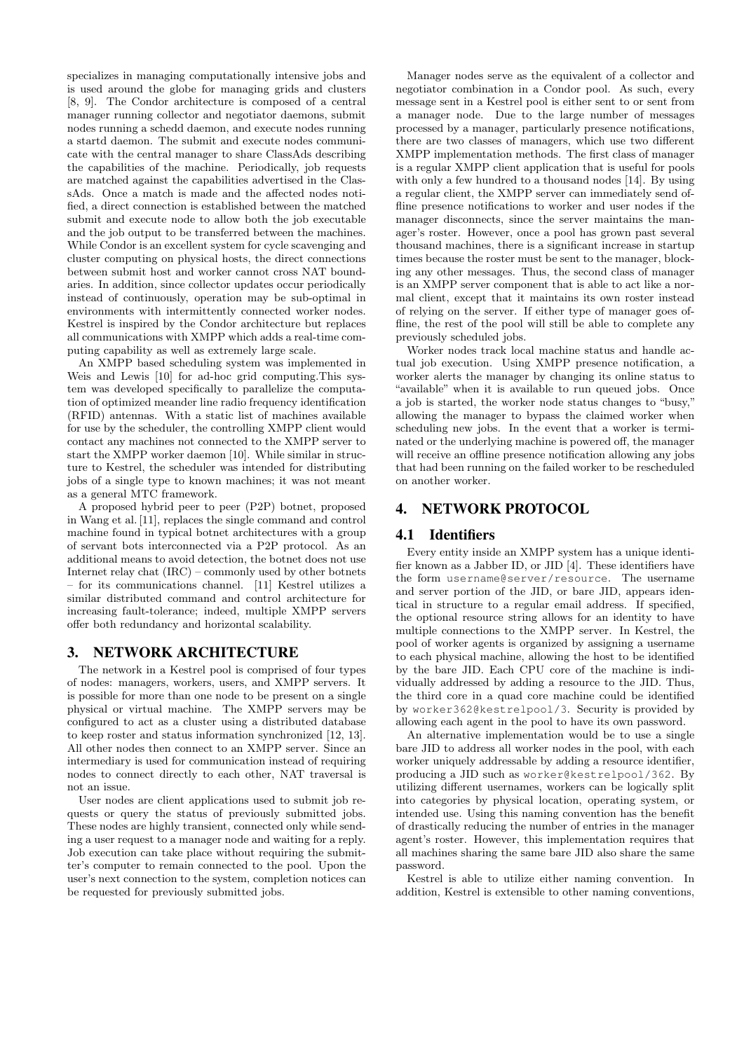specializes in managing computationally intensive jobs and is used around the globe for managing grids and clusters [8, 9]. The Condor architecture is composed of a central manager running collector and negotiator daemons, submit nodes running a schedd daemon, and execute nodes running a startd daemon. The submit and execute nodes communicate with the central manager to share ClassAds describing the capabilities of the machine. Periodically, job requests are matched against the capabilities advertised in the ClassAds. Once a match is made and the affected nodes notified, a direct connection is established between the matched submit and execute node to allow both the job executable and the job output to be transferred between the machines. While Condor is an excellent system for cycle scavenging and cluster computing on physical hosts, the direct connections between submit host and worker cannot cross NAT boundaries. In addition, since collector updates occur periodically instead of continuously, operation may be sub-optimal in environments with intermittently connected worker nodes. Kestrel is inspired by the Condor architecture but replaces all communications with XMPP which adds a real-time computing capability as well as extremely large scale.

An XMPP based scheduling system was implemented in Weis and Lewis [10] for ad-hoc grid computing.This system was developed specifically to parallelize the computation of optimized meander line radio frequency identification (RFID) antennas. With a static list of machines available for use by the scheduler, the controlling XMPP client would contact any machines not connected to the XMPP server to start the XMPP worker daemon [10]. While similar in structure to Kestrel, the scheduler was intended for distributing jobs of a single type to known machines; it was not meant as a general MTC framework.

A proposed hybrid peer to peer (P2P) botnet, proposed in Wang et al. [11], replaces the single command and control machine found in typical botnet architectures with a group of servant bots interconnected via a P2P protocol. As an additional means to avoid detection, the botnet does not use Internet relay chat (IRC) – commonly used by other botnets – for its communications channel. [11] Kestrel utilizes a similar distributed command and control architecture for increasing fault-tolerance; indeed, multiple XMPP servers offer both redundancy and horizontal scalability.

## 3. NETWORK ARCHITECTURE

The network in a Kestrel pool is comprised of four types of nodes: managers, workers, users, and XMPP servers. It is possible for more than one node to be present on a single physical or virtual machine. The XMPP servers may be configured to act as a cluster using a distributed database to keep roster and status information synchronized [12, 13]. All other nodes then connect to an XMPP server. Since an intermediary is used for communication instead of requiring nodes to connect directly to each other, NAT traversal is not an issue.

User nodes are client applications used to submit job requests or query the status of previously submitted jobs. These nodes are highly transient, connected only while sending a user request to a manager node and waiting for a reply. Job execution can take place without requiring the submitter's computer to remain connected to the pool. Upon the user's next connection to the system, completion notices can be requested for previously submitted jobs.

Manager nodes serve as the equivalent of a collector and negotiator combination in a Condor pool. As such, every message sent in a Kestrel pool is either sent to or sent from a manager node. Due to the large number of messages processed by a manager, particularly presence notifications, there are two classes of managers, which use two different XMPP implementation methods. The first class of manager is a regular XMPP client application that is useful for pools with only a few hundred to a thousand nodes [14]. By using a regular client, the XMPP server can immediately send offline presence notifications to worker and user nodes if the manager disconnects, since the server maintains the manager's roster. However, once a pool has grown past several thousand machines, there is a significant increase in startup times because the roster must be sent to the manager, blocking any other messages. Thus, the second class of manager is an XMPP server component that is able to act like a normal client, except that it maintains its own roster instead of relying on the server. If either type of manager goes offline, the rest of the pool will still be able to complete any previously scheduled jobs.

Worker nodes track local machine status and handle actual job execution. Using XMPP presence notification, a worker alerts the manager by changing its online status to "available" when it is available to run queued jobs. Once a job is started, the worker node status changes to "busy," allowing the manager to bypass the claimed worker when scheduling new jobs. In the event that a worker is terminated or the underlying machine is powered off, the manager will receive an offline presence notification allowing any jobs that had been running on the failed worker to be rescheduled on another worker.

## 4. NETWORK PROTOCOL

### 4.1 Identifiers

Every entity inside an XMPP system has a unique identifier known as a Jabber ID, or JID [4]. These identifiers have the form `username@server/resource`. The username and server portion of the JID, or bare JID, appears identical in structure to a regular email address. If specified, the optional resource string allows for an identity to have multiple connections to the XMPP server. In Kestrel, the pool of worker agents is organized by assigning a username to each physical machine, allowing the host to be identified by the bare JID. Each CPU core of the machine is individually addressed by adding a resource to the JID. Thus, the third core in a quad core machine could be identified by `worker362@kestrelpool/3`. Security is provided by allowing each agent in the pool to have its own password.

An alternative implementation would be to use a single bare JID to address all worker nodes in the pool, with each worker uniquely addressable by adding a resource identifier, producing a JID such as `worker@kestrelpool/362`. By utilizing different usernames, workers can be logically split into categories by physical location, operating system, or intended use. Using this naming convention has the benefit of drastically reducing the number of entries in the manager agent's roster. However, this implementation requires that all machines sharing the same bare JID also share the same password.

Kestrel is able to utilize either naming convention. In addition, Kestrel is extensible to other naming conventions,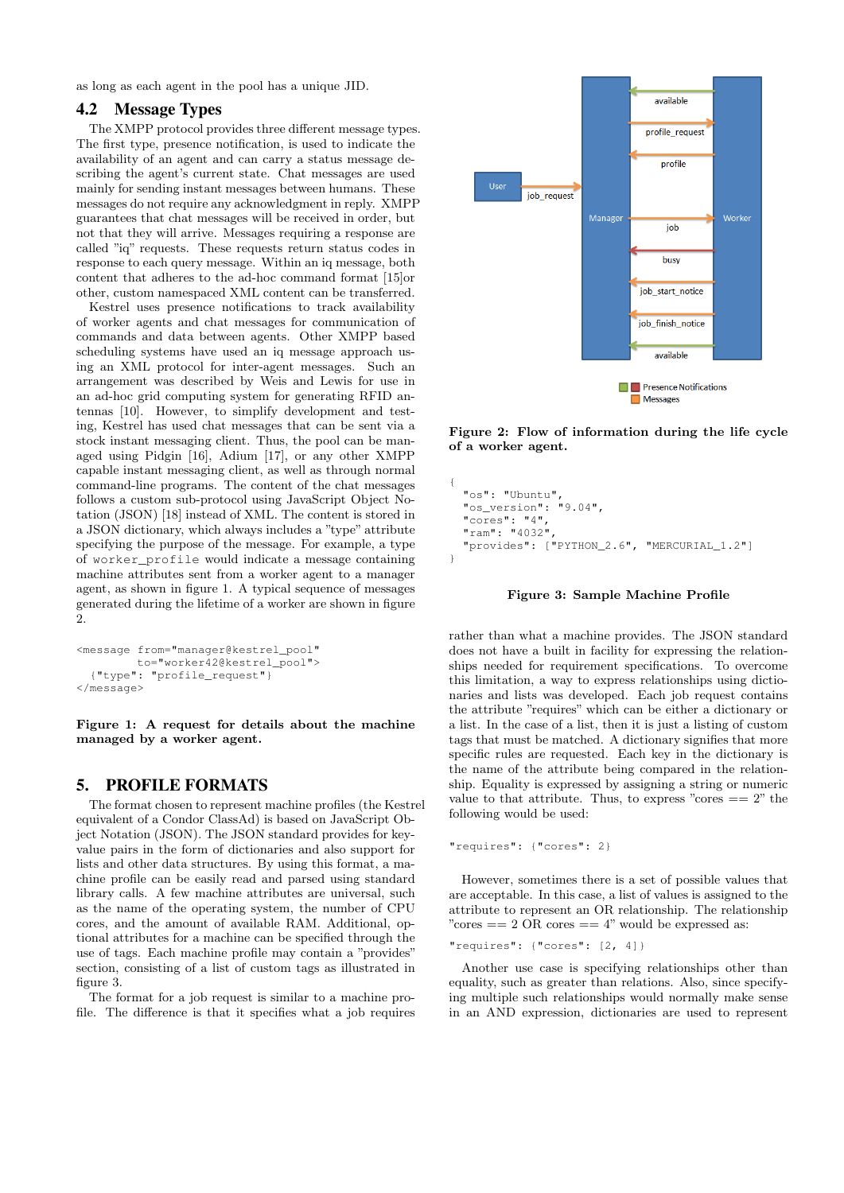as long as each agent in the pool has a unique JID.

## 4.2 Message Types

The XMPP protocol provides three different message types. The first type, presence notification, is used to indicate the availability of an agent and can carry a status message describing the agent's current state. Chat messages are used mainly for sending instant messages between humans. These messages do not require any acknowledgment in reply. XMPP guarantees that chat messages will be received in order, but not that they will arrive. Messages requiring a response are called "iq" requests. These requests return status codes in response to each query message. Within an iq message, both content that adheres to the ad-hoc command format [15]or other, custom namespaced XML content can be transferred.

Kestrel uses presence notifications to track availability of worker agents and chat messages for communication of commands and data between agents. Other XMPP based scheduling systems have used an iq message approach using an XML protocol for inter-agent messages. Such an arrangement was described by Weis and Lewis for use in an ad-hoc grid computing system for generating RFID antennas [10]. However, to simplify development and testing, Kestrel has used chat messages that can be sent via a stock instant messaging client. Thus, the pool can be managed using Pidgin [16], Adium [17], or any other XMPP capable instant messaging client, as well as through normal command-line programs. The content of the chat messages follows a custom sub-protocol using JavaScript Object Notation (JSON) [18] instead of XML. The content is stored in a JSON dictionary, which always includes a "type" attribute specifying the purpose of the message. For example, a type of `worker_profile` would indicate a message containing machine attributes sent from a worker agent to a manager agent, as shown in figure 1. A typical sequence of messages generated during the lifetime of a worker are shown in figure 2.

```
<message from="manager@kestrel_pool"
         to="worker42@kestrel_pool">
  {"type": "profile_request"}
</message>
```

**Figure 1: A request for details about the machine managed by a worker agent.**

# 5. PROFILE FORMATS

The format chosen to represent machine profiles (the Kestrel equivalent of a Condor ClassAd) is based on JavaScript Object Notation (JSON). The JSON standard provides for key-value pairs in the form of dictionaries and also support for lists and other data structures. By using this format, a machine profile can be easily read and parsed using standard library calls. A few machine attributes are universal, such as the name of the operating system, the number of CPU cores, and the amount of available RAM. Additional, optional attributes for a machine can be specified through the use of tags. Each machine profile may contain a "provides" section, consisting of a list of custom tags as illustrated in figure 3.

The format for a job request is similar to a machine profile. The difference is that it specifies what a job requires rather than what a machine provides. The JSON standard does not have a built in facility for expressing the relationships needed for requirement specifications. To overcome this limitation, a way to express relationships using dictionaries and lists was developed. Each job request contains the attribute "requires" which can be either a dictionary or a list. In the case of a list, then it is just a listing of custom tags that must be matched. A dictionary signifies that more specific rules are requested. Each key in the dictionary is the name of the attribute being compared in the relationship. Equality is expressed by assigning a string or numeric value to that attribute. Thus, to express "cores == 2" the following would be used:

```
"requires": {"cores": 2}
```

However, sometimes there is a set of possible values that are acceptable. In this case, a list of values is assigned to the attribute to represent an OR relationship. The relationship "cores == 2 OR cores == 4" would be expressed as:

```
"requires": {"cores": [2, 4]}
```

Another use case is specifying relationships other than equality, such as greater than relations. Also, since specifying multiple such relationships would normally make sense in an AND expression, dictionaries are used to represent

Manager / Worker / User — available, profile_request, profile, job_request, job, busy, job_start_notice, job_finish_notice, available

Presence Notifications / Messages

**Figure 2: Flow of information during the life cycle of a worker agent.**

```
{
  "os": "Ubuntu",
  "os_version": "9.04",
  "cores": "4",
  "ram": "4032",
  "provides": ["PYTHON_2.6", "MERCURIAL_1.2"]
}
```

**Figure 3: Sample Machine Profile**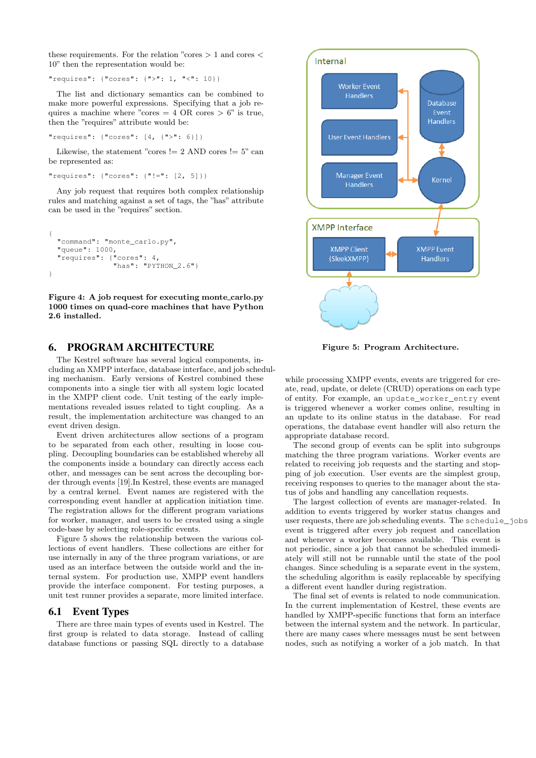these requirements. For the relation "cores > 1 and cores < 10" then the representation would be:

```
"requires": {"cores": {">": 1, "<": 10}}
```

The list and dictionary semantics can be combined to make more powerful expressions. Specifying that a job requires a machine where "cores = 4 OR cores > 6" is true, then the "requires" attribute would be:

```
"requires": {"cores": [4, {">": 6}]}
```

Likewise, the statement "cores != 2 AND cores != 5" can be represented as:

```
"requires": {"cores": {"!=": [2, 5]}}
```

Any job request that requires both complex relationship rules and matching against a set of tags, the "has" attribute can be used in the "requires" section.

```
{
  "command": "monte_carlo.py",
  "queue": 1000,
  "requires": {"cores": 4,
               "has": "PYTHON_2.6"}
}
```

**Figure 4: A job request for executing monte_carlo.py 1000 times on quad-core machines that have Python 2.6 installed.**

Figure 5: Program Architecture.

# 6. PROGRAM ARCHITECTURE

The Kestrel software has several logical components, including an XMPP interface, database interface, and job scheduling mechanism. Early versions of Kestrel combined these components into a single tier with all system logic located in the XMPP client code. Unit testing of the early implementations revealed issues related to tight coupling. As a result, the implementation architecture was changed to an event driven design.

Event driven architectures allow sections of a program to be separated from each other, resulting in loose coupling. Decoupling boundaries can be established whereby all the components inside a boundary can directly access each other, and messages can be sent across the decoupling border through events [19].In Kestrel, these events are managed by a central kernel. Event names are registered with the corresponding event handler at application initiation time. The registration allows for the different program variations for worker, manager, and users to be created using a single code-base by selecting role-specific events.

Figure 5 shows the relationship between the various collections of event handlers. These collections are either for use internally in any of the three program variations, or are used as an interface between the outside world and the internal system. For production use, XMPP event handlers provide the interface component. For testing purposes, a unit test runner provides a separate, more limited interface.

## 6.1 Event Types

There are three main types of events used in Kestrel. The first group is related to data storage. Instead of calling database functions or passing SQL directly to a database while processing XMPP events, events are triggered for create, read, update, or delete (CRUD) operations on each type of entity. For example, an `update_worker_entry` event is triggered whenever a worker comes online, resulting in an update to its online status in the database. For read operations, the database event handler will also return the appropriate database record.

The second group of events can be split into subgroups matching the three program variations. Worker events are related to receiving job requests and the starting and stopping of job execution. User events are the simplest group, receiving responses to queries to the manager about the status of jobs and handling any cancellation requests.

The largest collection of events are manager-related. In addition to events triggered by worker status changes and user requests, there are job scheduling events. The `schedule_jobs` event is triggered after every job request and cancellation and whenever a worker becomes available. This event is not periodic, since a job that cannot be scheduled immediately will still not be runnable until the state of the pool changes. Since scheduling is a separate event in the system, the scheduling algorithm is easily replaceable by specifying a different event handler during registration.

The final set of events is related to node communication. In the current implementation of Kestrel, these events are handled by XMPP-specific functions that form an interface between the internal system and the network. In particular, there are many cases where messages must be sent between nodes, such as notifying a worker of a job match. In that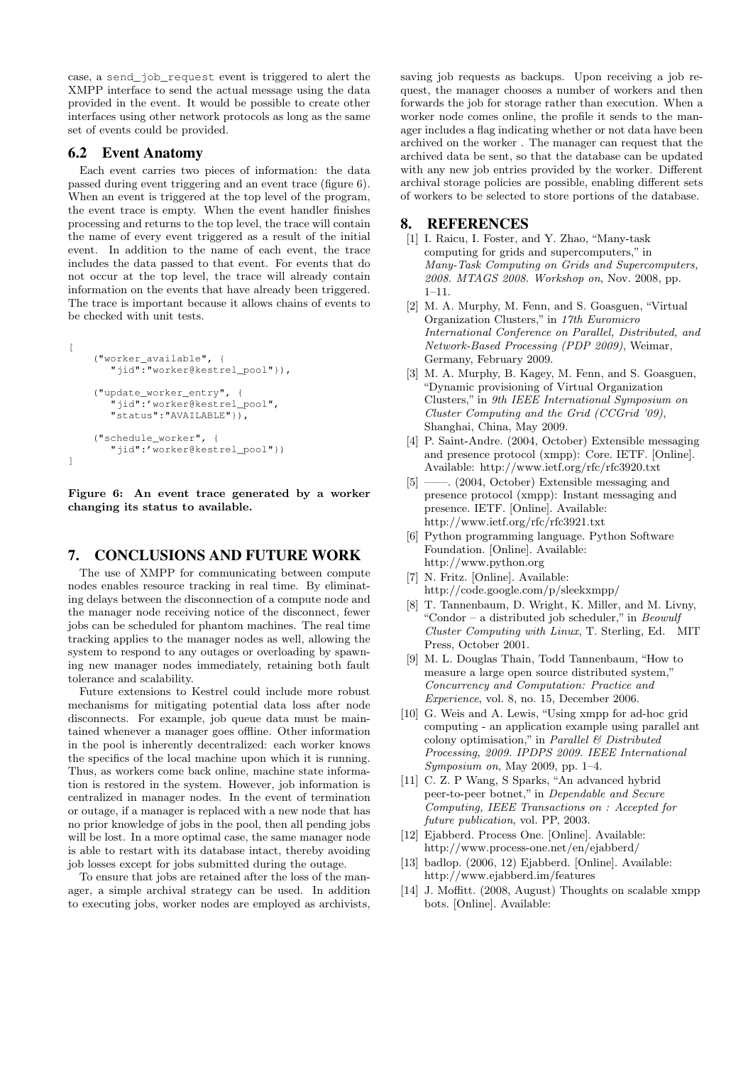case, a `send_job_request` event is triggered to alert the XMPP interface to send the actual message using the data provided in the event. It would be possible to create other interfaces using other network protocols as long as the same set of events could be provided.

## 6.2 Event Anatomy

Each event carries two pieces of information: the data passed during event triggering and an event trace (figure 6). When an event is triggered at the top level of the program, the event trace is empty. When the event handler finishes processing and returns to the top level, the trace will contain the name of every event triggered as a result of the initial event. In addition to the name of each event, the trace includes the data passed to that event. For events that do not occur at the top level, the trace will already contain information on the events that have already been triggered. The trace is important because it allows chains of events to be checked with unit tests.

```
[
    ("worker_available", {
       "jid":"worker@kestrel_pool"}),

    ("update_worker_entry", {
       "jid":'worker@kestrel_pool",
       "status":"AVAILABLE"}),

    ("schedule_worker", {
       "jid":'worker@kestrel_pool"})
]
```

**Figure 6: An event trace generated by a worker changing its status to available.**

# 7. CONCLUSIONS AND FUTURE WORK

The use of XMPP for communicating between compute nodes enables resource tracking in real time. By eliminating delays between the disconnection of a compute node and the manager node receiving notice of the disconnect, fewer jobs can be scheduled for phantom machines. The real time tracking applies to the manager nodes as well, allowing the system to respond to any outages or overloading by spawning new manager nodes immediately, retaining both fault tolerance and scalability.

Future extensions to Kestrel could include more robust mechanisms for mitigating potential data loss after node disconnects. For example, job queue data must be maintained whenever a manager goes offline. Other information in the pool is inherently decentralized: each worker knows the specifics of the local machine upon which it is running. Thus, as workers come back online, machine state information is restored in the system. However, job information is centralized in manager nodes. In the event of termination or outage, if a manager is replaced with a new node that has no prior knowledge of jobs in the pool, then all pending jobs will be lost. In a more optimal case, the same manager node is able to restart with its database intact, thereby avoiding job losses except for jobs submitted during the outage.

To ensure that jobs are retained after the loss of the manager, a simple archival strategy can be used. In addition to executing jobs, worker nodes are employed as archivists, saving job requests as backups. Upon receiving a job request, the manager chooses a number of workers and then forwards the job for storage rather than execution. When a worker node comes online, the profile it sends to the manager includes a flag indicating whether or not data have been archived on the worker . The manager can request that the archived data be sent, so that the database can be updated with any new job entries provided by the worker. Different archival storage policies are possible, enabling different sets of workers to be selected to store portions of the database.

# 8. REFERENCES

[1] I. Raicu, I. Foster, and Y. Zhao, "Many-task computing for grids and supercomputers," in *Many-Task Computing on Grids and Supercomputers, 2008. MTAGS 2008. Workshop on*, Nov. 2008, pp. 1–11.

[2] M. A. Murphy, M. Fenn, and S. Goasguen, "Virtual Organization Clusters," in *17th Euromicro International Conference on Parallel, Distributed, and Network-Based Processing (PDP 2009)*, Weimar, Germany, February 2009.

[3] M. A. Murphy, B. Kagey, M. Fenn, and S. Goasguen, "Dynamic provisioning of Virtual Organization Clusters," in *9th IEEE International Symposium on Cluster Computing and the Grid (CCGrid '09)*, Shanghai, China, May 2009.

[4] P. Saint-Andre. (2004, October) Extensible messaging and presence protocol (xmpp): Core. IETF. [Online]. Available: http://www.ietf.org/rfc/rfc3920.txt

[5] ——. (2004, October) Extensible messaging and presence protocol (xmpp): Instant messaging and presence. IETF. [Online]. Available: http://www.ietf.org/rfc/rfc3921.txt

[6] Python programming language. Python Software Foundation. [Online]. Available: http://www.python.org

[7] N. Fritz. [Online]. Available: http://code.google.com/p/sleekxmpp/

[8] T. Tannenbaum, D. Wright, K. Miller, and M. Livny, "Condor – a distributed job scheduler," in *Beowulf Cluster Computing with Linux*, T. Sterling, Ed. MIT Press, October 2001.

[9] M. L. Douglas Thain, Todd Tannenbaum, "How to measure a large open source distributed system," *Concurrency and Computation: Practice and Experience*, vol. 8, no. 15, December 2006.

[10] G. Weis and A. Lewis, "Using xmpp for ad-hoc grid computing - an application example using parallel ant colony optimisation," in *Parallel & Distributed Processing, 2009. IPDPS 2009. IEEE International Symposium on*, May 2009, pp. 1–4.

[11] C. Z. P Wang, S Sparks, "An advanced hybrid peer-to-peer botnet," in *Dependable and Secure Computing, IEEE Transactions on : Accepted for future publication*, vol. PP, 2003.

[12] Ejabberd. Process One. [Online]. Available: http://www.process-one.net/en/ejabberd/

[13] badlop. (2006, 12) Ejabberd. [Online]. Available: http://www.ejabberd.im/features

[14] J. Moffitt. (2008, August) Thoughts on scalable xmpp bots. [Online]. Available: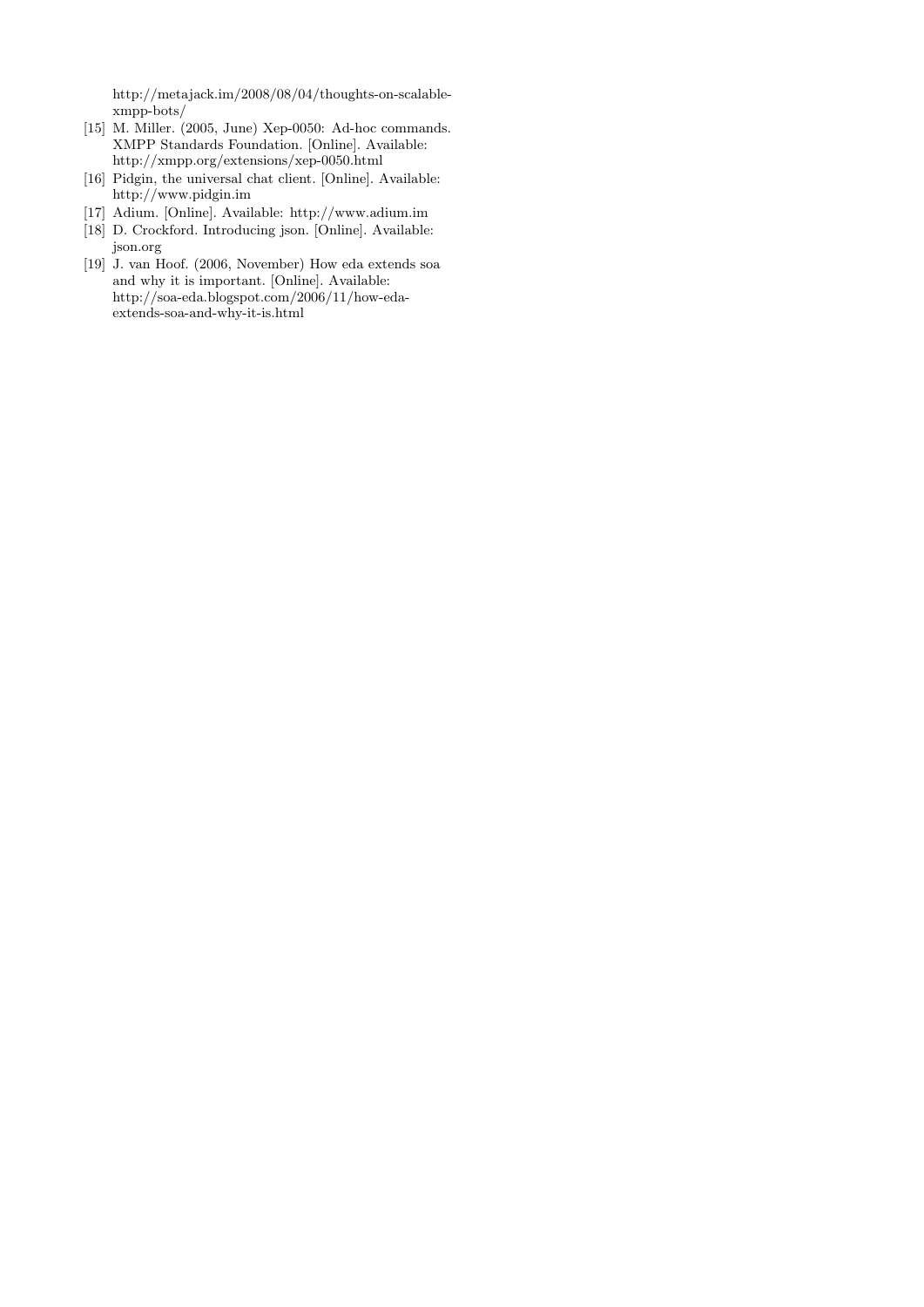http://metajack.im/2008/08/04/thoughts-on-scalable-xmpp-bots/

[15] M. Miller. (2005, June) Xep-0050: Ad-hoc commands. XMPP Standards Foundation. [Online]. Available: http://xmpp.org/extensions/xep-0050.html

[16] Pidgin, the universal chat client. [Online]. Available: http://www.pidgin.im

[17] Adium. [Online]. Available: http://www.adium.im

[18] D. Crockford. Introducing json. [Online]. Available: json.org

[19] J. van Hoof. (2006, November) How eda extends soa and why it is important. [Online]. Available: http://soa-eda.blogspot.com/2006/11/how-eda-extends-soa-and-why-it-is.html